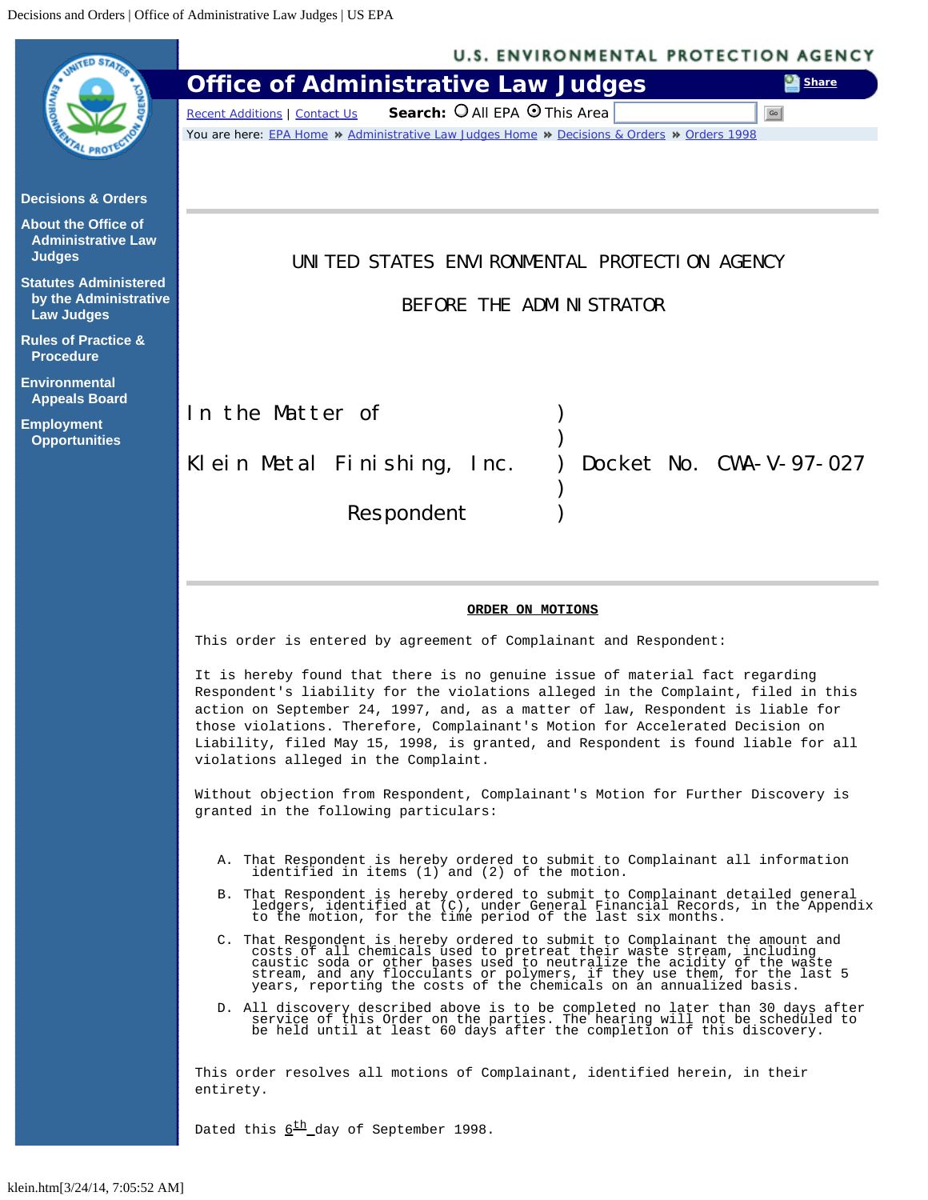UNITED STATES ENVIRONMENTAL PROTECTION AGENCY

BEFORE THE ADMINISTRATOR

```
In the Matter of                )
                                )
Klein Metal Finishing, Inc.     ) Docket No. CWA-V-97-027
                                )
            Respondent          )
```

**ORDER ON MOTIONS**

This order is entered by agreement of Complainant and Respondent:

It is hereby found that there is no genuine issue of material fact regarding Respondent's liability for the violations alleged in the Complaint, filed in this action on September 24, 1997, and, as a matter of law, Respondent is liable for those violations. Therefore, Complainant's Motion for Accelerated Decision on Liability, filed May 15, 1998, is granted, and Respondent is found liable for all violations alleged in the Complaint.

Without objection from Respondent, Complainant's Motion for Further Discovery is granted in the following particulars:

A. That Respondent is hereby ordered to submit to Complainant all information identified in items (1) and (2) of the motion.

B. That Respondent is hereby ordered to submit to Complainant detailed general ledgers, identified at (C), under General Financial Records, in the Appendix to the motion, for the time period of the last six months.

C. That Respondent is hereby ordered to submit to Complainant the amount and costs of all chemicals used to pretreat their waste stream, including caustic soda or other bases used to neutralize the acidity of the waste stream, and any flocculants or polymers, if they use them, for the last 5 years, reporting the costs of the chemicals on an annualized basis.

D. All discovery described above is to be completed no later than 30 days after service of this Order on the parties. The hearing will not be scheduled to be held until at least 60 days after the completion of this discovery.

This order resolves all motions of Complainant, identified herein, in their entirety.

Dated this 6th day of September 1998.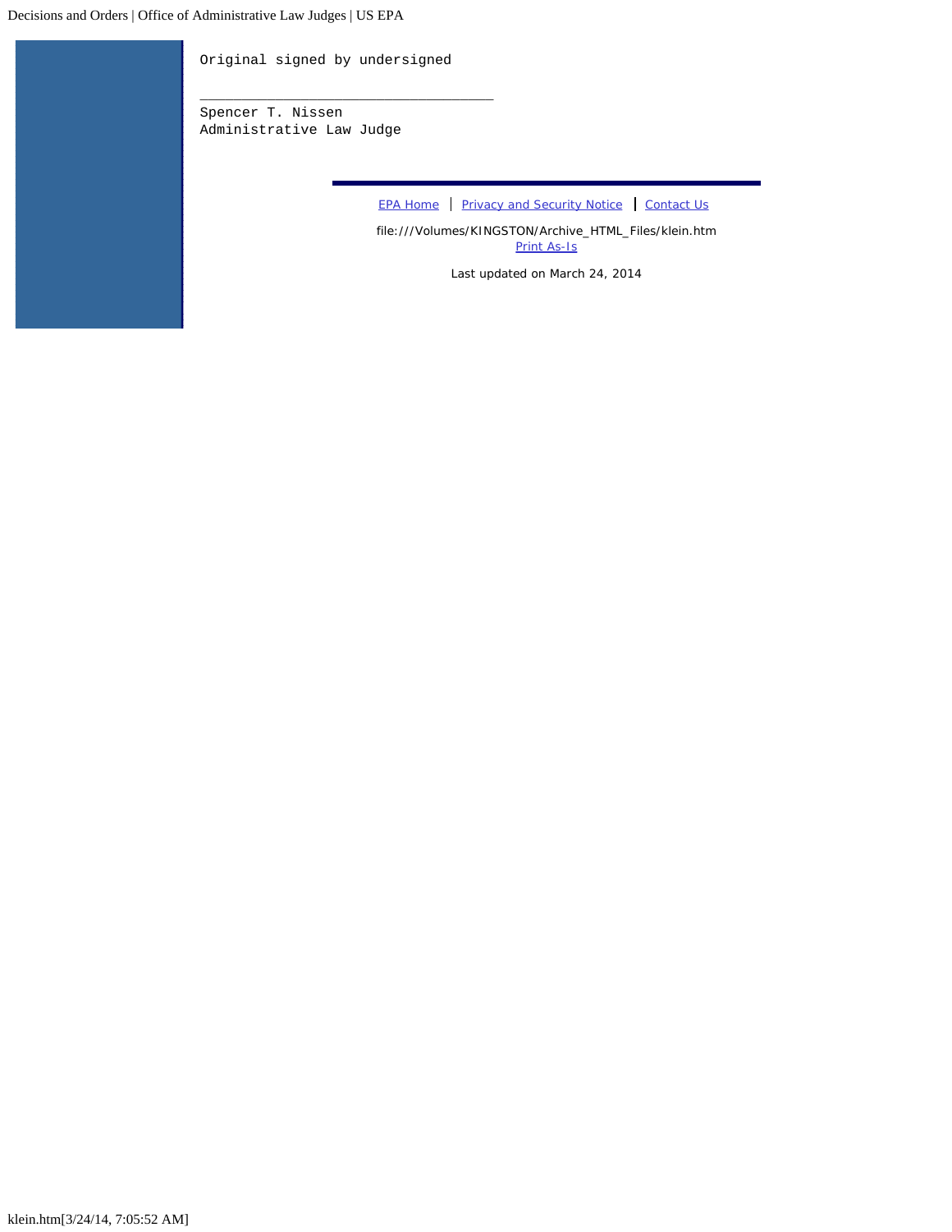Original signed by undersigned

_________________________________
Spencer T. Nissen
Administrative Law Judge

EPA Home | Privacy and Security Notice | Contact Us

file:///Volumes/KINGSTON/Archive_HTML_Files/klein.htm
Print As-Is

Last updated on March 24, 2014